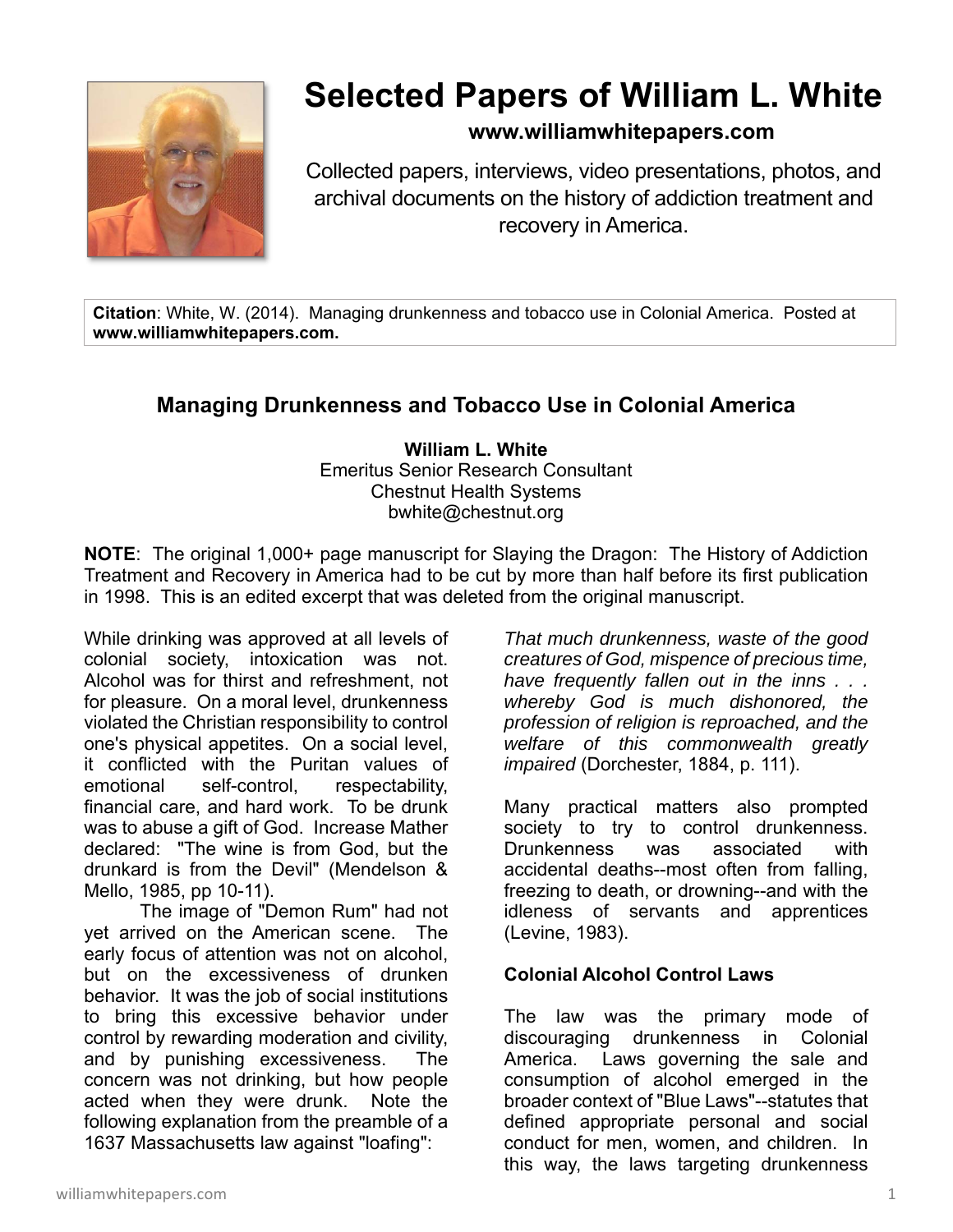# Selected Papers of William L. White

**www.williamwhitepapers.com**

Collected papers, interviews, video presentations, photos, and archival documents on the history of addiction treatment and recovery in America.

**Citation**: White, W. (2014). Managing drunkenness and tobacco use in Colonial America. Posted at **www.williamwhitepapers.com.**

## Managing Drunkenness and Tobacco Use in Colonial America

**William L. White**
Emeritus Senior Research Consultant
Chestnut Health Systems
bwhite@chestnut.org

**NOTE**: The original 1,000+ page manuscript for Slaying the Dragon: The History of Addiction Treatment and Recovery in America had to be cut by more than half before its first publication in 1998. This is an edited excerpt that was deleted from the original manuscript.

While drinking was approved at all levels of colonial society, intoxication was not. Alcohol was for thirst and refreshment, not for pleasure. On a moral level, drunkenness violated the Christian responsibility to control one's physical appetites. On a social level, it conflicted with the Puritan values of emotional self-control, respectability, financial care, and hard work. To be drunk was to abuse a gift of God. Increase Mather declared: "The wine is from God, but the drunkard is from the Devil" (Mendelson & Mello, 1985, pp 10-11).

The image of "Demon Rum" had not yet arrived on the American scene. The early focus of attention was not on alcohol, but on the excessiveness of drunken behavior. It was the job of social institutions to bring this excessive behavior under control by rewarding moderation and civility, and by punishing excessiveness. The concern was not drinking, but how people acted when they were drunk. Note the following explanation from the preamble of a 1637 Massachusetts law against "loafing":

*That much drunkenness, waste of the good creatures of God, mispence of precious time, have frequently fallen out in the inns . . . whereby God is much dishonored, the profession of religion is reproached, and the welfare of this commonwealth greatly impaired* (Dorchester, 1884, p. 111).

Many practical matters also prompted society to try to control drunkenness. Drunkenness was associated with accidental deaths--most often from falling, freezing to death, or drowning--and with the idleness of servants and apprentices (Levine, 1983).

### Colonial Alcohol Control Laws

The law was the primary mode of discouraging drunkenness in Colonial America. Laws governing the sale and consumption of alcohol emerged in the broader context of "Blue Laws"--statutes that defined appropriate personal and social conduct for men, women, and children. In this way, the laws targeting drunkenness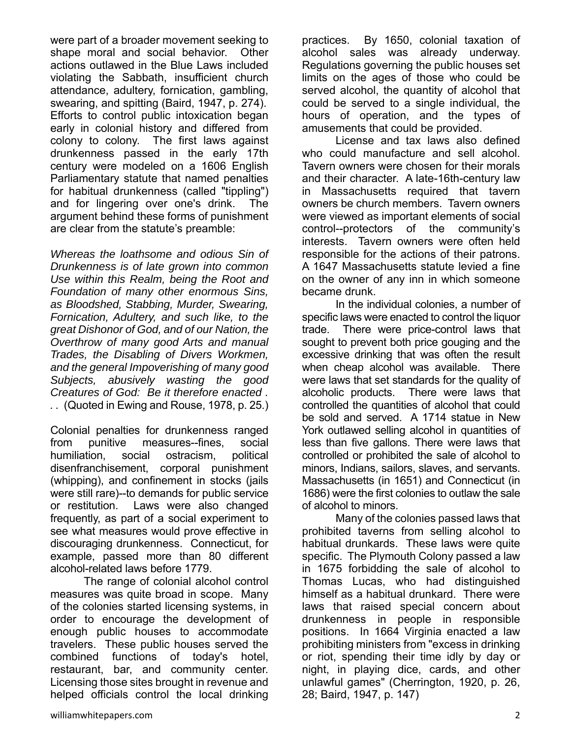were part of a broader movement seeking to shape moral and social behavior. Other actions outlawed in the Blue Laws included violating the Sabbath, insufficient church attendance, adultery, fornication, gambling, swearing, and spitting (Baird, 1947, p. 274). Efforts to control public intoxication began early in colonial history and differed from colony to colony. The first laws against drunkenness passed in the early 17th century were modeled on a 1606 English Parliamentary statute that named penalties for habitual drunkenness (called "tippling") and for lingering over one's drink. The argument behind these forms of punishment are clear from the statute's preamble:

*Whereas the loathsome and odious Sin of Drunkenness is of late grown into common Use within this Realm, being the Root and Foundation of many other enormous Sins, as Bloodshed, Stabbing, Murder, Swearing, Fornication, Adultery, and such like, to the great Dishonor of God, and of our Nation, the Overthrow of many good Arts and manual Trades, the Disabling of Divers Workmen, and the general Impoverishing of many good Subjects, abusively wasting the good Creatures of God: Be it therefore enacted . . .* (Quoted in Ewing and Rouse, 1978, p. 25.)

Colonial penalties for drunkenness ranged from punitive measures--fines, social humiliation, social ostracism, political disenfranchisement, corporal punishment (whipping), and confinement in stocks (jails were still rare)--to demands for public service or restitution. Laws were also changed frequently, as part of a social experiment to see what measures would prove effective in discouraging drunkenness. Connecticut, for example, passed more than 80 different alcohol-related laws before 1779.

The range of colonial alcohol control measures was quite broad in scope. Many of the colonies started licensing systems, in order to encourage the development of enough public houses to accommodate travelers. These public houses served the combined functions of today's hotel, restaurant, bar, and community center. Licensing those sites brought in revenue and helped officials control the local drinking practices. By 1650, colonial taxation of alcohol sales was already underway. Regulations governing the public houses set limits on the ages of those who could be served alcohol, the quantity of alcohol that could be served to a single individual, the hours of operation, and the types of amusements that could be provided.

License and tax laws also defined who could manufacture and sell alcohol. Tavern owners were chosen for their morals and their character. A late-16th-century law in Massachusetts required that tavern owners be church members. Tavern owners were viewed as important elements of social control--protectors of the community's interests. Tavern owners were often held responsible for the actions of their patrons. A 1647 Massachusetts statute levied a fine on the owner of any inn in which someone became drunk.

In the individual colonies, a number of specific laws were enacted to control the liquor trade. There were price-control laws that sought to prevent both price gouging and the excessive drinking that was often the result when cheap alcohol was available. There were laws that set standards for the quality of alcoholic products. There were laws that controlled the quantities of alcohol that could be sold and served. A 1714 statue in New York outlawed selling alcohol in quantities of less than five gallons. There were laws that controlled or prohibited the sale of alcohol to minors, Indians, sailors, slaves, and servants. Massachusetts (in 1651) and Connecticut (in 1686) were the first colonies to outlaw the sale of alcohol to minors.

Many of the colonies passed laws that prohibited taverns from selling alcohol to habitual drunkards. These laws were quite specific. The Plymouth Colony passed a law in 1675 forbidding the sale of alcohol to Thomas Lucas, who had distinguished himself as a habitual drunkard. There were laws that raised special concern about drunkenness in people in responsible positions. In 1664 Virginia enacted a law prohibiting ministers from "excess in drinking or riot, spending their time idly by day or night, in playing dice, cards, and other unlawful games" (Cherrington, 1920, p. 26, 28; Baird, 1947, p. 147)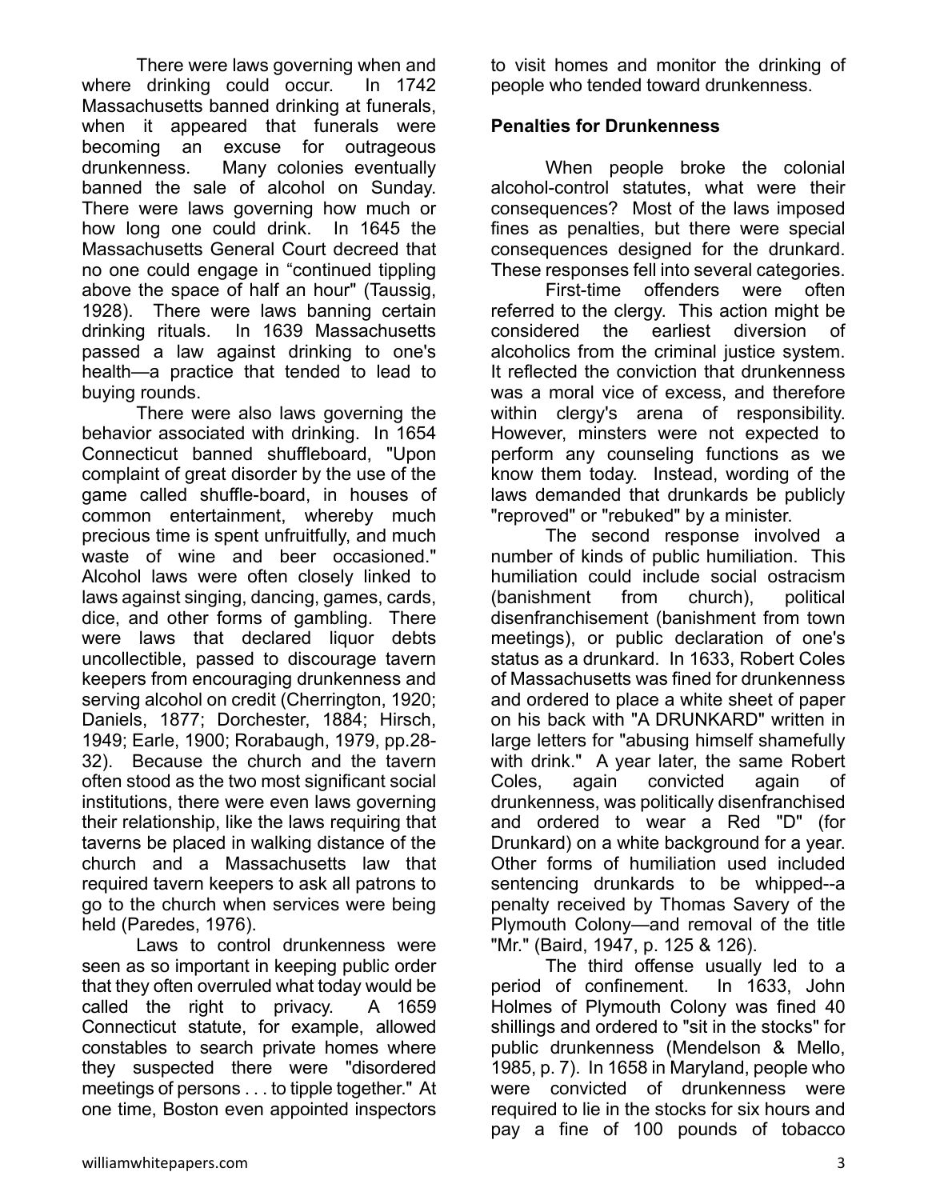There were laws governing when and where drinking could occur. In 1742 Massachusetts banned drinking at funerals, when it appeared that funerals were becoming an excuse for outrageous drunkenness. Many colonies eventually banned the sale of alcohol on Sunday. There were laws governing how much or how long one could drink. In 1645 the Massachusetts General Court decreed that no one could engage in "continued tippling above the space of half an hour" (Taussig, 1928). There were laws banning certain drinking rituals. In 1639 Massachusetts passed a law against drinking to one's health—a practice that tended to lead to buying rounds.

There were also laws governing the behavior associated with drinking. In 1654 Connecticut banned shuffleboard, "Upon complaint of great disorder by the use of the game called shuffle-board, in houses of common entertainment, whereby much precious time is spent unfruitfully, and much waste of wine and beer occasioned." Alcohol laws were often closely linked to laws against singing, dancing, games, cards, dice, and other forms of gambling. There were laws that declared liquor debts uncollectible, passed to discourage tavern keepers from encouraging drunkenness and serving alcohol on credit (Cherrington, 1920; Daniels, 1877; Dorchester, 1884; Hirsch, 1949; Earle, 1900; Rorabaugh, 1979, pp.28-32). Because the church and the tavern often stood as the two most significant social institutions, there were even laws governing their relationship, like the laws requiring that taverns be placed in walking distance of the church and a Massachusetts law that required tavern keepers to ask all patrons to go to the church when services were being held (Paredes, 1976).

Laws to control drunkenness were seen as so important in keeping public order that they often overruled what today would be called the right to privacy. A 1659 Connecticut statute, for example, allowed constables to search private homes where they suspected there were "disordered meetings of persons . . . to tipple together." At one time, Boston even appointed inspectors to visit homes and monitor the drinking of people who tended toward drunkenness.

**Penalties for Drunkenness**

When people broke the colonial alcohol-control statutes, what were their consequences? Most of the laws imposed fines as penalties, but there were special consequences designed for the drunkard. These responses fell into several categories.

First-time offenders were often referred to the clergy. This action might be considered the earliest diversion of alcoholics from the criminal justice system. It reflected the conviction that drunkenness was a moral vice of excess, and therefore within clergy's arena of responsibility. However, minsters were not expected to perform any counseling functions as we know them today. Instead, wording of the laws demanded that drunkards be publicly "reproved" or "rebuked" by a minister.

The second response involved a number of kinds of public humiliation. This humiliation could include social ostracism (banishment from church), political disenfranchisement (banishment from town meetings), or public declaration of one's status as a drunkard. In 1633, Robert Coles of Massachusetts was fined for drunkenness and ordered to place a white sheet of paper on his back with "A DRUNKARD" written in large letters for "abusing himself shamefully with drink." A year later, the same Robert Coles, again convicted again of drunkenness, was politically disenfranchised and ordered to wear a Red "D" (for Drunkard) on a white background for a year. Other forms of humiliation used included sentencing drunkards to be whipped--a penalty received by Thomas Savery of the Plymouth Colony—and removal of the title "Mr." (Baird, 1947, p. 125 & 126).

The third offense usually led to a period of confinement. In 1633, John Holmes of Plymouth Colony was fined 40 shillings and ordered to "sit in the stocks" for public drunkenness (Mendelson & Mello, 1985, p. 7). In 1658 in Maryland, people who were convicted of drunkenness were required to lie in the stocks for six hours and pay a fine of 100 pounds of tobacco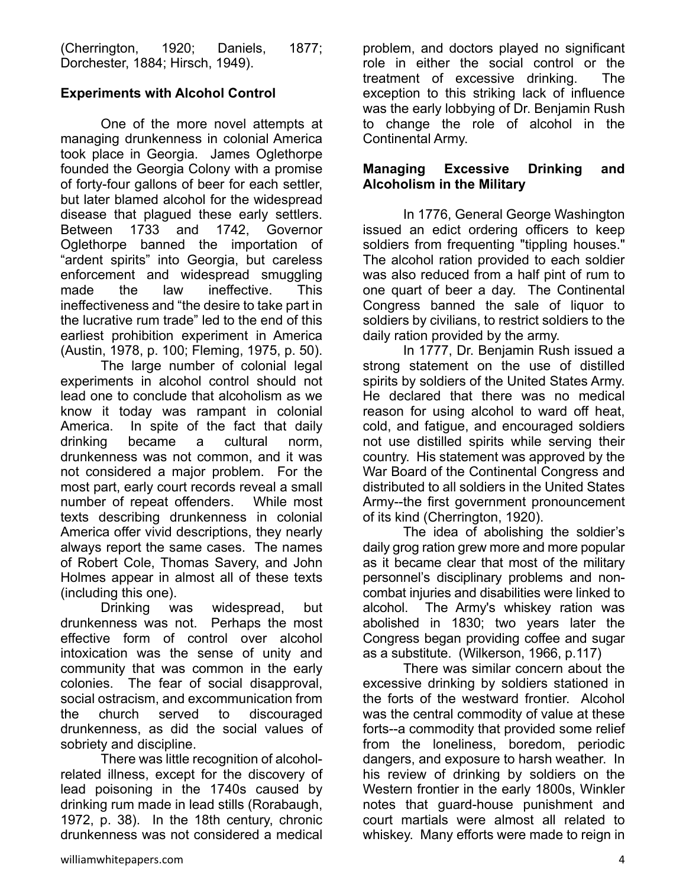(Cherrington, 1920; Daniels, 1877; Dorchester, 1884; Hirsch, 1949).

### Experiments with Alcohol Control

One of the more novel attempts at managing drunkenness in colonial America took place in Georgia. James Oglethorpe founded the Georgia Colony with a promise of forty-four gallons of beer for each settler, but later blamed alcohol for the widespread disease that plagued these early settlers. Between 1733 and 1742, Governor Oglethorpe banned the importation of "ardent spirits" into Georgia, but careless enforcement and widespread smuggling made the law ineffective. This ineffectiveness and "the desire to take part in the lucrative rum trade" led to the end of this earliest prohibition experiment in America (Austin, 1978, p. 100; Fleming, 1975, p. 50).

The large number of colonial legal experiments in alcohol control should not lead one to conclude that alcoholism as we know it today was rampant in colonial America. In spite of the fact that daily drinking became a cultural norm, drunkenness was not common, and it was not considered a major problem. For the most part, early court records reveal a small number of repeat offenders. While most texts describing drunkenness in colonial America offer vivid descriptions, they nearly always report the same cases. The names of Robert Cole, Thomas Savery, and John Holmes appear in almost all of these texts (including this one).

Drinking was widespread, but drunkenness was not. Perhaps the most effective form of control over alcohol intoxication was the sense of unity and community that was common in the early colonies. The fear of social disapproval, social ostracism, and excommunication from the church served to discouraged drunkenness, as did the social values of sobriety and discipline.

There was little recognition of alcohol-related illness, except for the discovery of lead poisoning in the 1740s caused by drinking rum made in lead stills (Rorabaugh, 1972, p. 38). In the 18th century, chronic drunkenness was not considered a medical problem, and doctors played no significant role in either the social control or the treatment of excessive drinking. The exception to this striking lack of influence was the early lobbying of Dr. Benjamin Rush to change the role of alcohol in the Continental Army.

### Managing Excessive Drinking and Alcoholism in the Military

In 1776, General George Washington issued an edict ordering officers to keep soldiers from frequenting "tippling houses." The alcohol ration provided to each soldier was also reduced from a half pint of rum to one quart of beer a day. The Continental Congress banned the sale of liquor to soldiers by civilians, to restrict soldiers to the daily ration provided by the army.

In 1777, Dr. Benjamin Rush issued a strong statement on the use of distilled spirits by soldiers of the United States Army. He declared that there was no medical reason for using alcohol to ward off heat, cold, and fatigue, and encouraged soldiers not use distilled spirits while serving their country. His statement was approved by the War Board of the Continental Congress and distributed to all soldiers in the United States Army--the first government pronouncement of its kind (Cherrington, 1920).

The idea of abolishing the soldier's daily grog ration grew more and more popular as it became clear that most of the military personnel's disciplinary problems and non-combat injuries and disabilities were linked to alcohol. The Army's whiskey ration was abolished in 1830; two years later the Congress began providing coffee and sugar as a substitute. (Wilkerson, 1966, p.117)

There was similar concern about the excessive drinking by soldiers stationed in the forts of the westward frontier. Alcohol was the central commodity of value at these forts--a commodity that provided some relief from the loneliness, boredom, periodic dangers, and exposure to harsh weather. In his review of drinking by soldiers on the Western frontier in the early 1800s, Winkler notes that guard-house punishment and court martials were almost all related to whiskey. Many efforts were made to reign in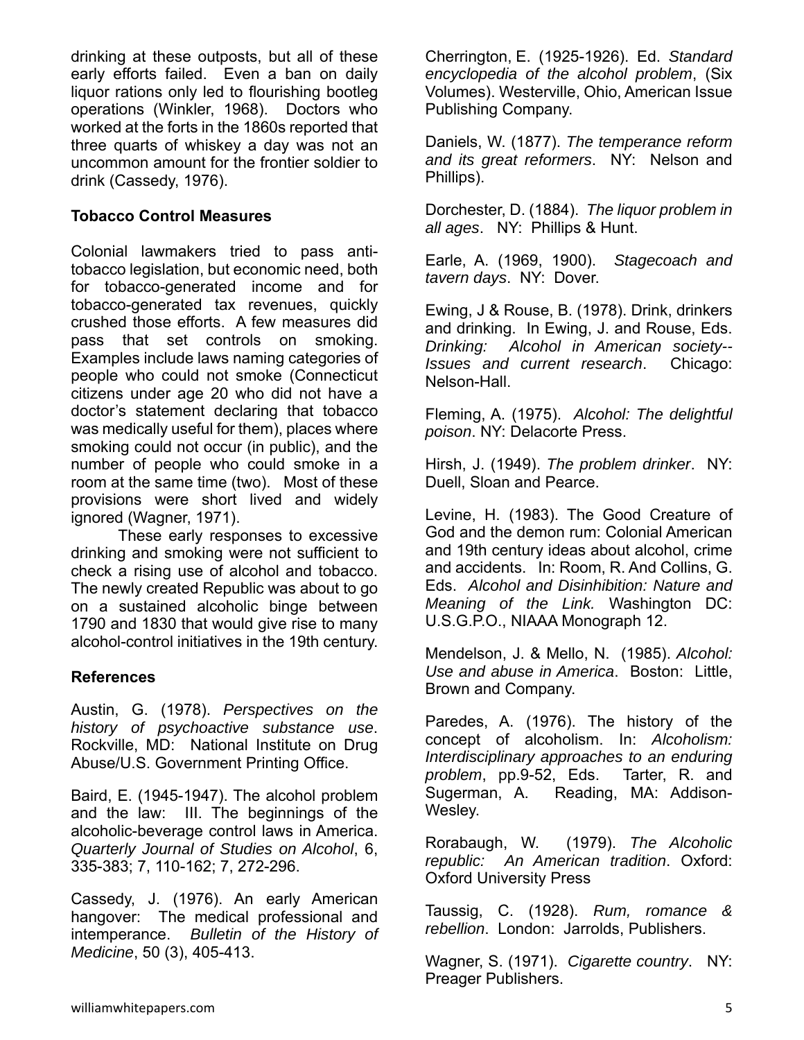drinking at these outposts, but all of these early efforts failed. Even a ban on daily liquor rations only led to flourishing bootleg operations (Winkler, 1968). Doctors who worked at the forts in the 1860s reported that three quarts of whiskey a day was not an uncommon amount for the frontier soldier to drink (Cassedy, 1976).

**Tobacco Control Measures**

Colonial lawmakers tried to pass anti-tobacco legislation, but economic need, both for tobacco-generated income and for tobacco-generated tax revenues, quickly crushed those efforts. A few measures did pass that set controls on smoking. Examples include laws naming categories of people who could not smoke (Connecticut citizens under age 20 who did not have a doctor's statement declaring that tobacco was medically useful for them), places where smoking could not occur (in public), and the number of people who could smoke in a room at the same time (two). Most of these provisions were short lived and widely ignored (Wagner, 1971).

These early responses to excessive drinking and smoking were not sufficient to check a rising use of alcohol and tobacco. The newly created Republic was about to go on a sustained alcoholic binge between 1790 and 1830 that would give rise to many alcohol-control initiatives in the 19th century.

**References**

Austin, G. (1978). *Perspectives on the history of psychoactive substance use*. Rockville, MD: National Institute on Drug Abuse/U.S. Government Printing Office.

Baird, E. (1945-1947). The alcohol problem and the law: III. The beginnings of the alcoholic-beverage control laws in America. *Quarterly Journal of Studies on Alcohol*, 6, 335-383; 7, 110-162; 7, 272-296.

Cassedy, J. (1976). An early American hangover: The medical professional and intemperance. *Bulletin of the History of Medicine*, 50 (3), 405-413.

Cherrington, E. (1925-1926). Ed. *Standard encyclopedia of the alcohol problem*, (Six Volumes). Westerville, Ohio, American Issue Publishing Company.

Daniels, W. (1877). *The temperance reform and its great reformers*. NY: Nelson and Phillips).

Dorchester, D. (1884). *The liquor problem in all ages*. NY: Phillips & Hunt.

Earle, A. (1969, 1900). *Stagecoach and tavern days*. NY: Dover.

Ewing, J & Rouse, B. (1978). Drink, drinkers and drinking. In Ewing, J. and Rouse, Eds. *Drinking: Alcohol in American society--Issues and current research*. Chicago: Nelson-Hall.

Fleming, A. (1975). *Alcohol: The delightful poison*. NY: Delacorte Press.

Hirsh, J. (1949). *The problem drinker*. NY: Duell, Sloan and Pearce.

Levine, H. (1983). The Good Creature of God and the demon rum: Colonial American and 19th century ideas about alcohol, crime and accidents. In: Room, R. And Collins, G. Eds. *Alcohol and Disinhibition: Nature and Meaning of the Link.* Washington DC: U.S.G.P.O., NIAAA Monograph 12.

Mendelson, J. & Mello, N. (1985). *Alcohol: Use and abuse in America*. Boston: Little, Brown and Company.

Paredes, A. (1976). The history of the concept of alcoholism. In: *Alcoholism: Interdisciplinary approaches to an enduring problem*, pp.9-52, Eds. Tarter, R. and Sugerman, A. Reading, MA: Addison-Wesley.

Rorabaugh, W. (1979). *The Alcoholic republic: An American tradition*. Oxford: Oxford University Press

Taussig, C. (1928). *Rum, romance & rebellion*. London: Jarrolds, Publishers.

Wagner, S. (1971). *Cigarette country*. NY: Preager Publishers.